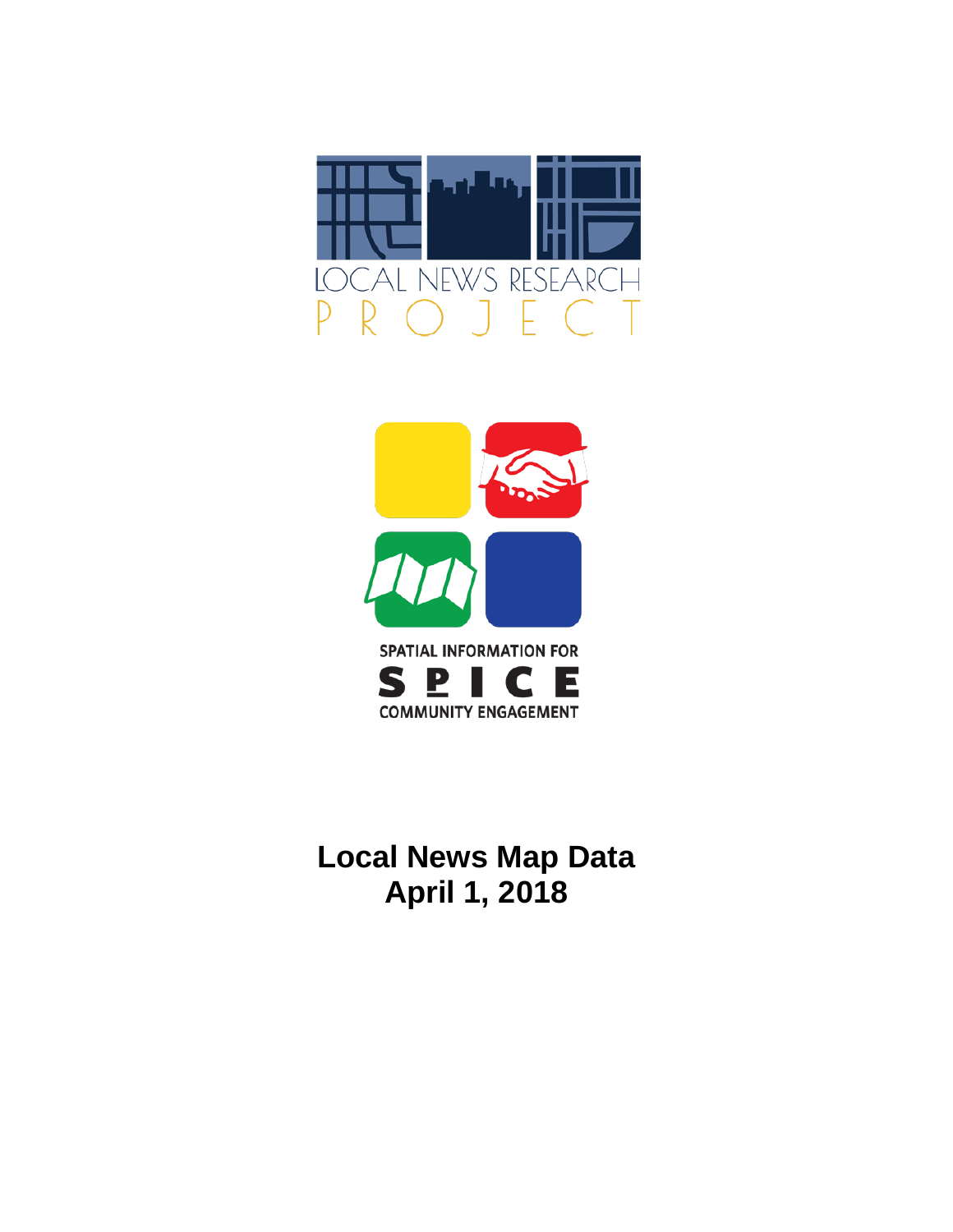LOCAL NEWS RESEARCH PROJECT

SPATIAL INFORMATION FOR COMMUNITY ENGAGEMENT

SPICE

# Local News Map Data
# April 1, 2018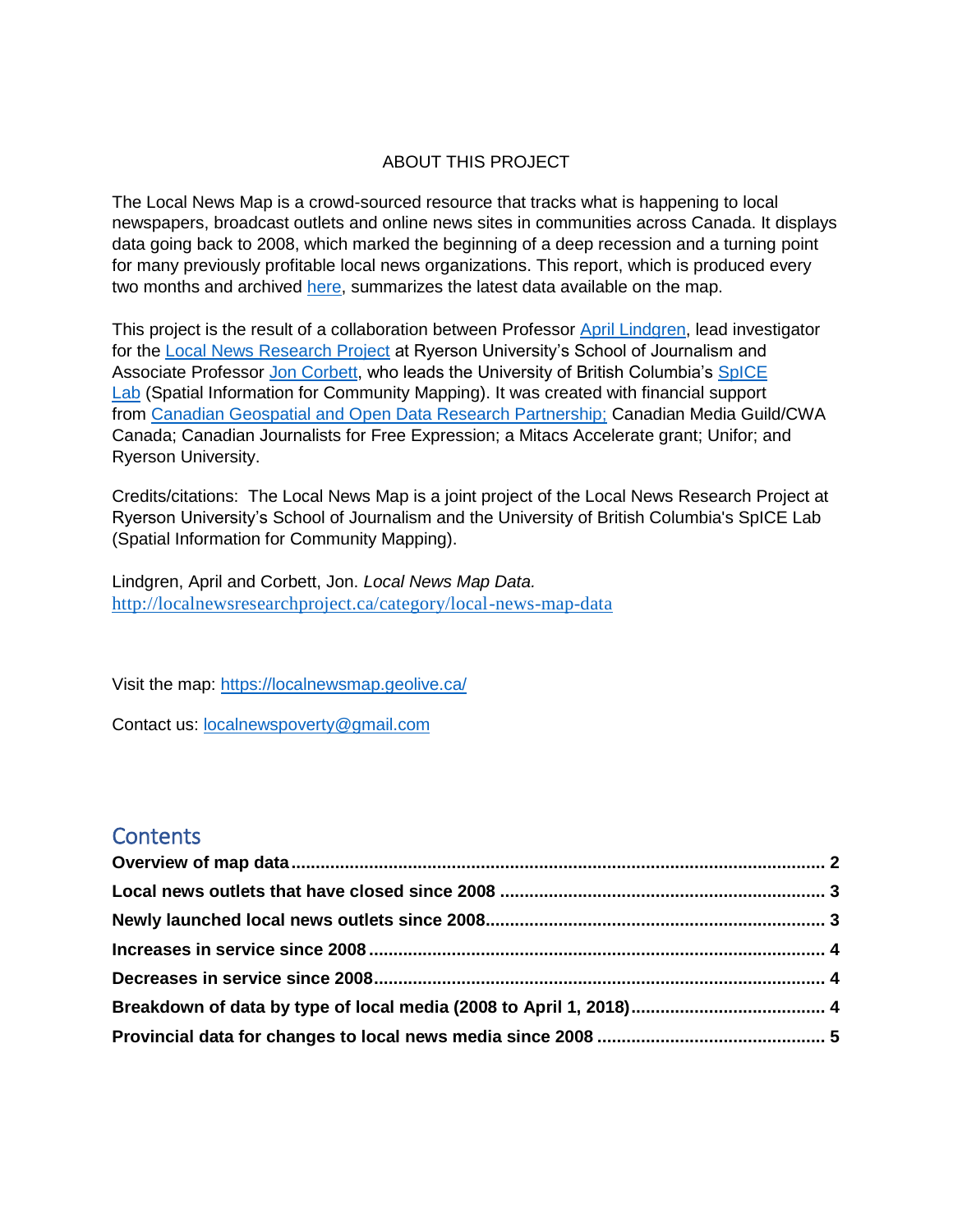ABOUT THIS PROJECT

The Local News Map is a crowd-sourced resource that tracks what is happening to local newspapers, broadcast outlets and online news sites in communities across Canada. It displays data going back to 2008, which marked the beginning of a deep recession and a turning point for many previously profitable local news organizations. This report, which is produced every two months and archived here, summarizes the latest data available on the map.

This project is the result of a collaboration between Professor April Lindgren, lead investigator for the Local News Research Project at Ryerson University's School of Journalism and Associate Professor Jon Corbett, who leads the University of British Columbia's SpICE Lab (Spatial Information for Community Mapping). It was created with financial support from Canadian Geospatial and Open Data Research Partnership; Canadian Media Guild/CWA Canada; Canadian Journalists for Free Expression; a Mitacs Accelerate grant; Unifor; and Ryerson University.

Credits/citations: The Local News Map is a joint project of the Local News Research Project at Ryerson University's School of Journalism and the University of British Columbia's SpICE Lab (Spatial Information for Community Mapping).

Lindgren, April and Corbett, Jon. *Local News Map Data.* http://localnewsresearchproject.ca/category/local-news-map-data

Visit the map: https://localnewsmap.geolive.ca/

Contact us: localnewspoverty@gmail.com

## Contents

**Overview of map data** .......... 2
**Local news outlets that have closed since 2008** .......... 3
**Newly launched local news outlets since 2008** .......... 3
**Increases in service since 2008** .......... 4
**Decreases in service since 2008** .......... 4
**Breakdown of data by type of local media (2008 to April 1, 2018)** .......... 4
**Provincial data for changes to local news media since 2008** .......... 5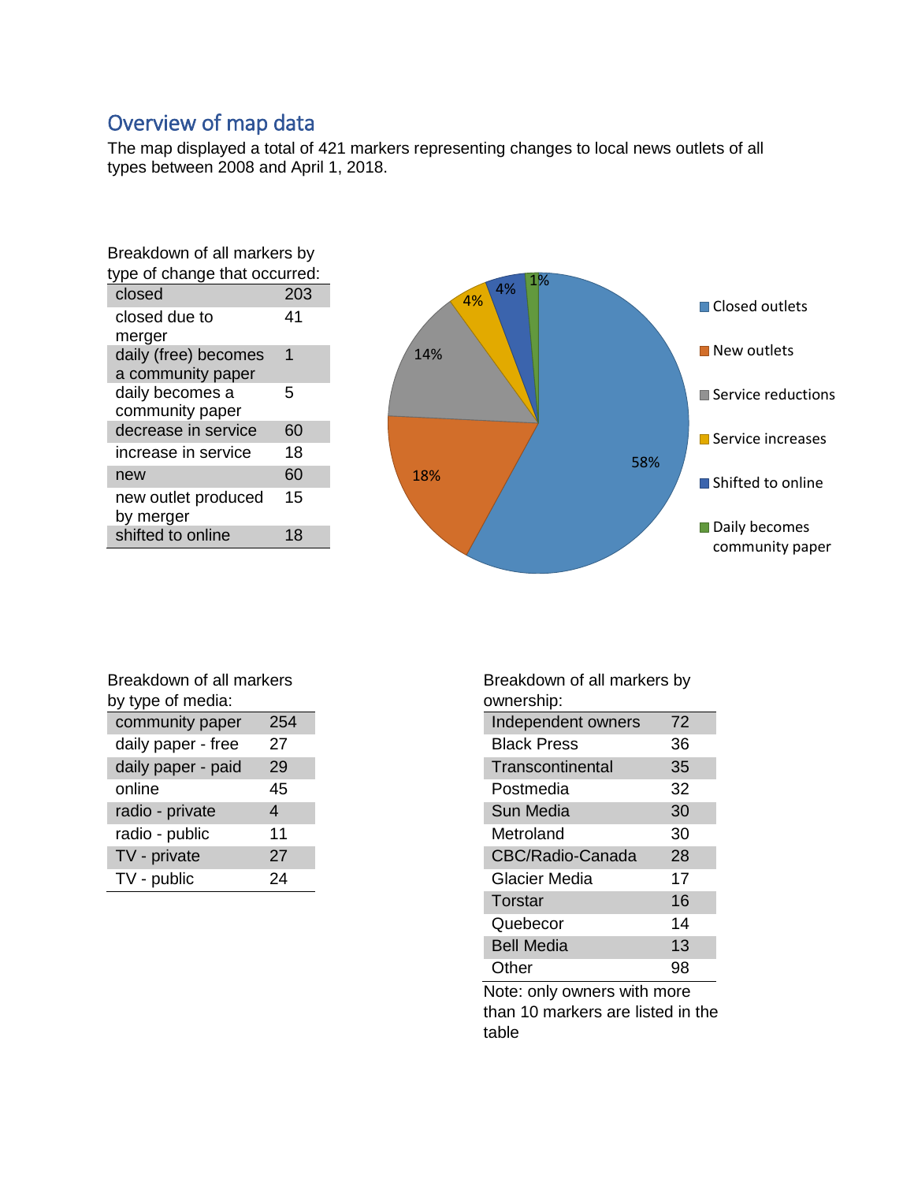## Overview of map data

The map displayed a total of 421 markers representing changes to local news outlets of all types between 2008 and April 1, 2018.

Breakdown of all markers by type of change that occurred:

| | |
|---|---|
| closed | 203 |
| closed due to merger | 41 |
| daily (free) becomes a community paper | 1 |
| daily becomes a community paper | 5 |
| decrease in service | 60 |
| increase in service | 18 |
| new | 60 |
| new outlet produced by merger | 15 |
| shifted to online | 18 |

58%
18%
14%
4%
4%
1%

Closed outlets
New outlets
Service reductions
Service increases
Shifted to online
Daily becomes community paper

Breakdown of all markers by type of media:

| | |
|---|---|
| community paper | 254 |
| daily paper - free | 27 |
| daily paper - paid | 29 |
| online | 45 |
| radio - private | 4 |
| radio - public | 11 |
| TV - private | 27 |
| TV - public | 24 |

Breakdown of all markers by ownership:

| | |
|---|---|
| Independent owners | 72 |
| Black Press | 36 |
| Transcontinental | 35 |
| Postmedia | 32 |
| Sun Media | 30 |
| Metroland | 30 |
| CBC/Radio-Canada | 28 |
| Glacier Media | 17 |
| Torstar | 16 |
| Quebecor | 14 |
| Bell Media | 13 |
| Other | 98 |

Note: only owners with more than 10 markers are listed in the table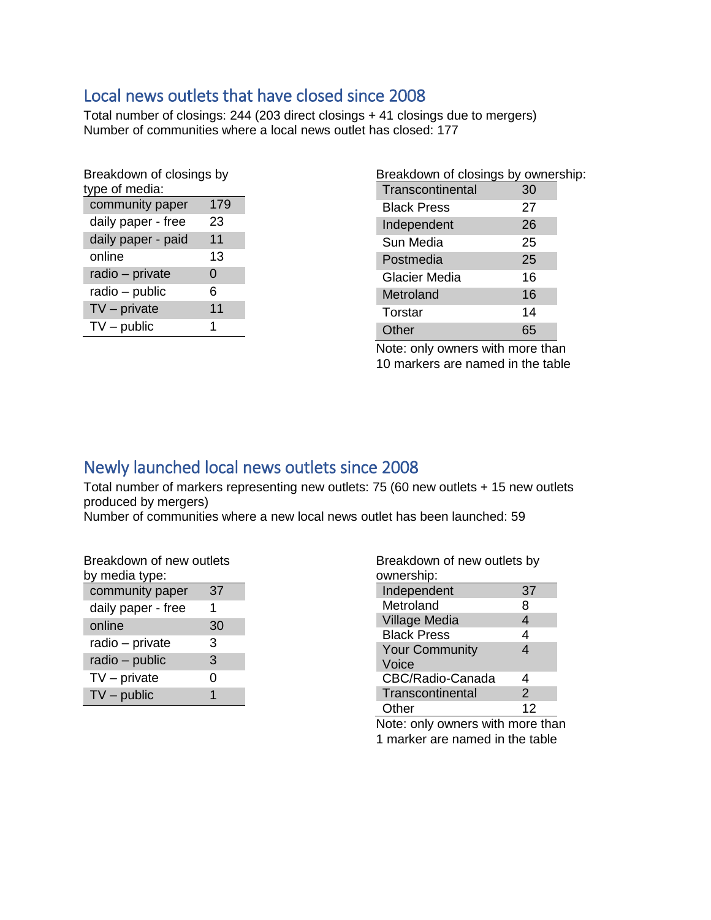## Local news outlets that have closed since 2008

Total number of closings: 244 (203 direct closings + 41 closings due to mergers)
Number of communities where a local news outlet has closed: 177

Breakdown of closings by type of media:

| | |
|---|---|
| community paper | 179 |
| daily paper - free | 23 |
| daily paper - paid | 11 |
| online | 13 |
| radio – private | 0 |
| radio – public | 6 |
| TV – private | 11 |
| TV – public | 1 |

Breakdown of closings by ownership:

| | |
|---|---|
| Transcontinental | 30 |
| Black Press | 27 |
| Independent | 26 |
| Sun Media | 25 |
| Postmedia | 25 |
| Glacier Media | 16 |
| Metroland | 16 |
| Torstar | 14 |
| Other | 65 |

Note: only owners with more than 10 markers are named in the table

## Newly launched local news outlets since 2008

Total number of markers representing new outlets: 75 (60 new outlets + 15 new outlets produced by mergers)
Number of communities where a new local news outlet has been launched: 59

Breakdown of new outlets by media type:

| | |
|---|---|
| community paper | 37 |
| daily paper - free | 1 |
| online | 30 |
| radio – private | 3 |
| radio – public | 3 |
| TV – private | 0 |
| TV – public | 1 |

Breakdown of new outlets by ownership:

| | |
|---|---|
| Independent | 37 |
| Metroland | 8 |
| Village Media | 4 |
| Black Press | 4 |
| Your Community Voice | 4 |
| CBC/Radio-Canada | 4 |
| Transcontinental | 2 |
| Other | 12 |

Note: only owners with more than 1 marker are named in the table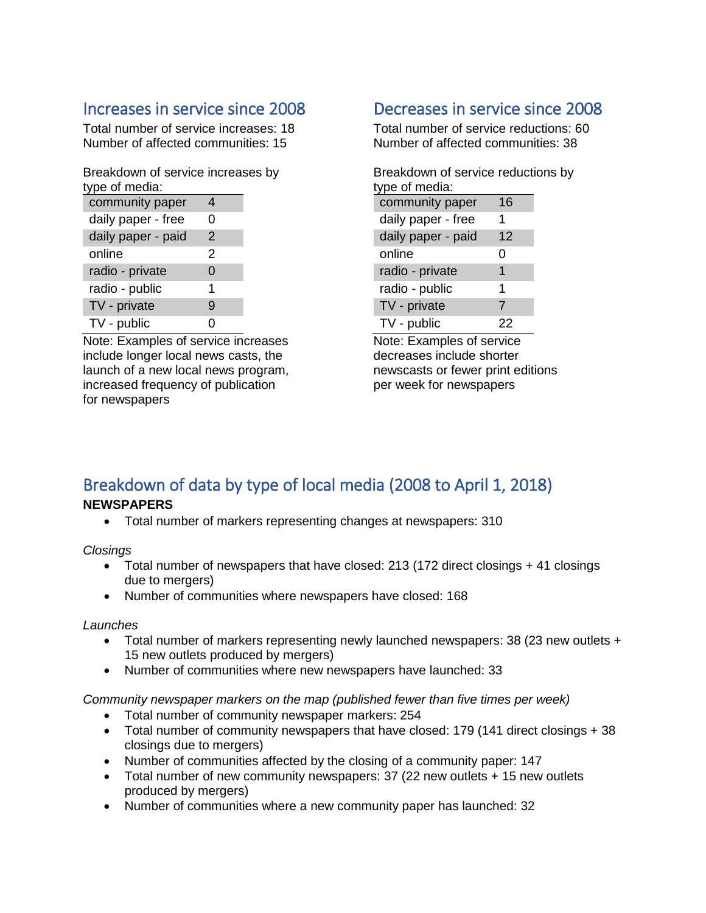## Increases in service since 2008

Total number of service increases: 18
Number of affected communities: 15

Breakdown of service increases by type of media:

| | |
|---|---|
| community paper | 4 |
| daily paper - free | 0 |
| daily paper - paid | 2 |
| online | 2 |
| radio - private | 0 |
| radio - public | 1 |
| TV - private | 9 |
| TV - public | 0 |

Note: Examples of service increases include longer local news casts, the launch of a new local news program, increased frequency of publication for newspapers

## Decreases in service since 2008

Total number of service reductions: 60
Number of affected communities: 38

Breakdown of service reductions by type of media:

| | |
|---|---|
| community paper | 16 |
| daily paper - free | 1 |
| daily paper - paid | 12 |
| online | 0 |
| radio - private | 1 |
| radio - public | 1 |
| TV - private | 7 |
| TV - public | 22 |

Note: Examples of service decreases include shorter newscasts or fewer print editions per week for newspapers

## Breakdown of data by type of local media (2008 to April 1, 2018)

**NEWSPAPERS**

- Total number of markers representing changes at newspapers: 310

*Closings*

- Total number of newspapers that have closed: 213 (172 direct closings + 41 closings due to mergers)
- Number of communities where newspapers have closed: 168

*Launches*

- Total number of markers representing newly launched newspapers: 38 (23 new outlets + 15 new outlets produced by mergers)
- Number of communities where new newspapers have launched: 33

*Community newspaper markers on the map (published fewer than five times per week)*

- Total number of community newspaper markers: 254
- Total number of community newspapers that have closed: 179 (141 direct closings + 38 closings due to mergers)
- Number of communities affected by the closing of a community paper: 147
- Total number of new community newspapers: 37 (22 new outlets + 15 new outlets produced by mergers)
- Number of communities where a new community paper has launched: 32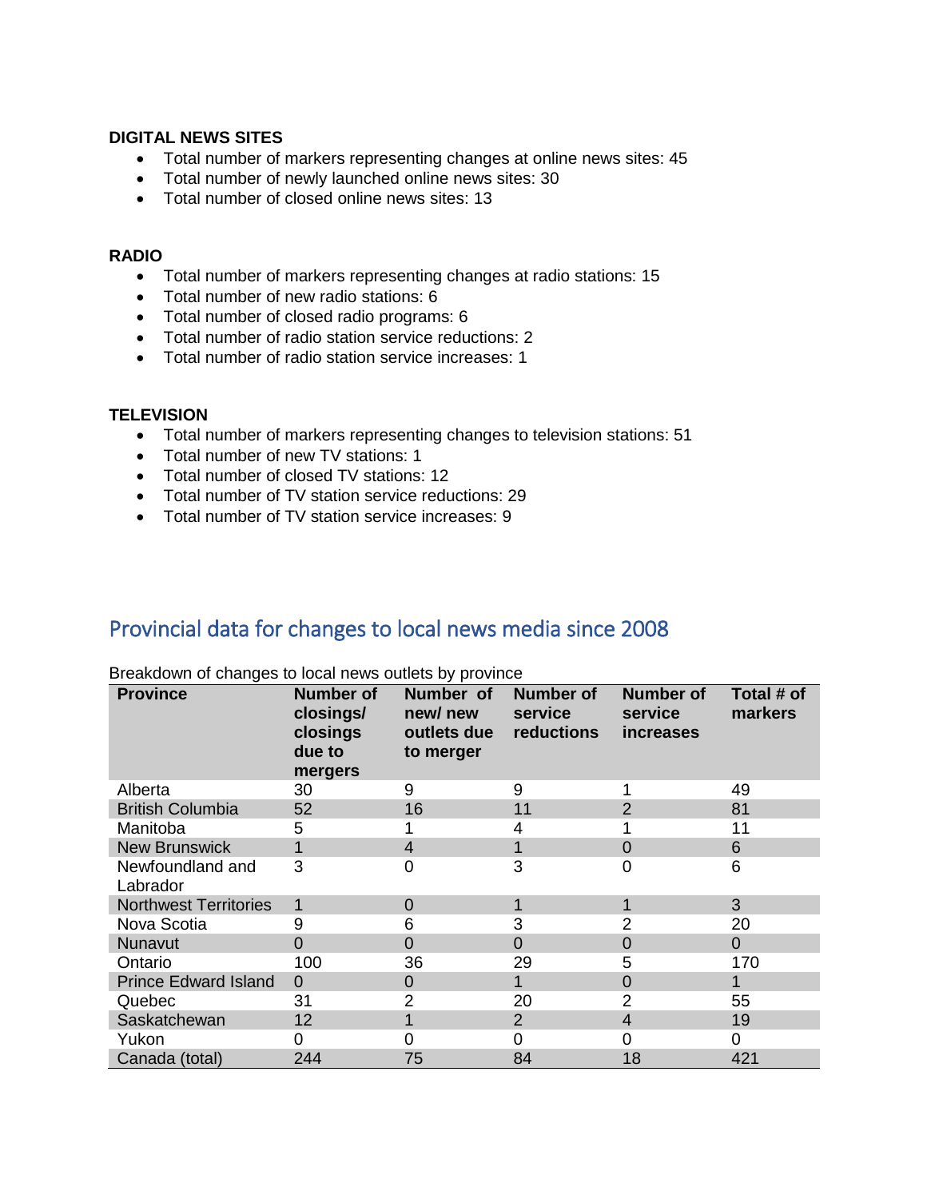**DIGITAL NEWS SITES**

- Total number of markers representing changes at online news sites: 45
- Total number of newly launched online news sites: 30
- Total number of closed online news sites: 13

**RADIO**

- Total number of markers representing changes at radio stations: 15
- Total number of new radio stations: 6
- Total number of closed radio programs: 6
- Total number of radio station service reductions: 2
- Total number of radio station service increases: 1

**TELEVISION**

- Total number of markers representing changes to television stations: 51
- Total number of new TV stations: 1
- Total number of closed TV stations: 12
- Total number of TV station service reductions: 29
- Total number of TV station service increases: 9

## Provincial data for changes to local news media since 2008

Breakdown of changes to local news outlets by province

| Province | Number of closings/ closings due to mergers | Number of new/ new outlets due to merger | Number of service reductions | Number of service increases | Total # of markers |
|---|---|---|---|---|---|
| Alberta | 30 | 9 | 9 | 1 | 49 |
| British Columbia | 52 | 16 | 11 | 2 | 81 |
| Manitoba | 5 | 1 | 4 | 1 | 11 |
| New Brunswick | 1 | 4 | 1 | 0 | 6 |
| Newfoundland and Labrador | 3 | 0 | 3 | 0 | 6 |
| Northwest Territories | 1 | 0 | 1 | 1 | 3 |
| Nova Scotia | 9 | 6 | 3 | 2 | 20 |
| Nunavut | 0 | 0 | 0 | 0 | 0 |
| Ontario | 100 | 36 | 29 | 5 | 170 |
| Prince Edward Island | 0 | 0 | 1 | 0 | 1 |
| Quebec | 31 | 2 | 20 | 2 | 55 |
| Saskatchewan | 12 | 1 | 2 | 4 | 19 |
| Yukon | 0 | 0 | 0 | 0 | 0 |
| Canada (total) | 244 | 75 | 84 | 18 | 421 |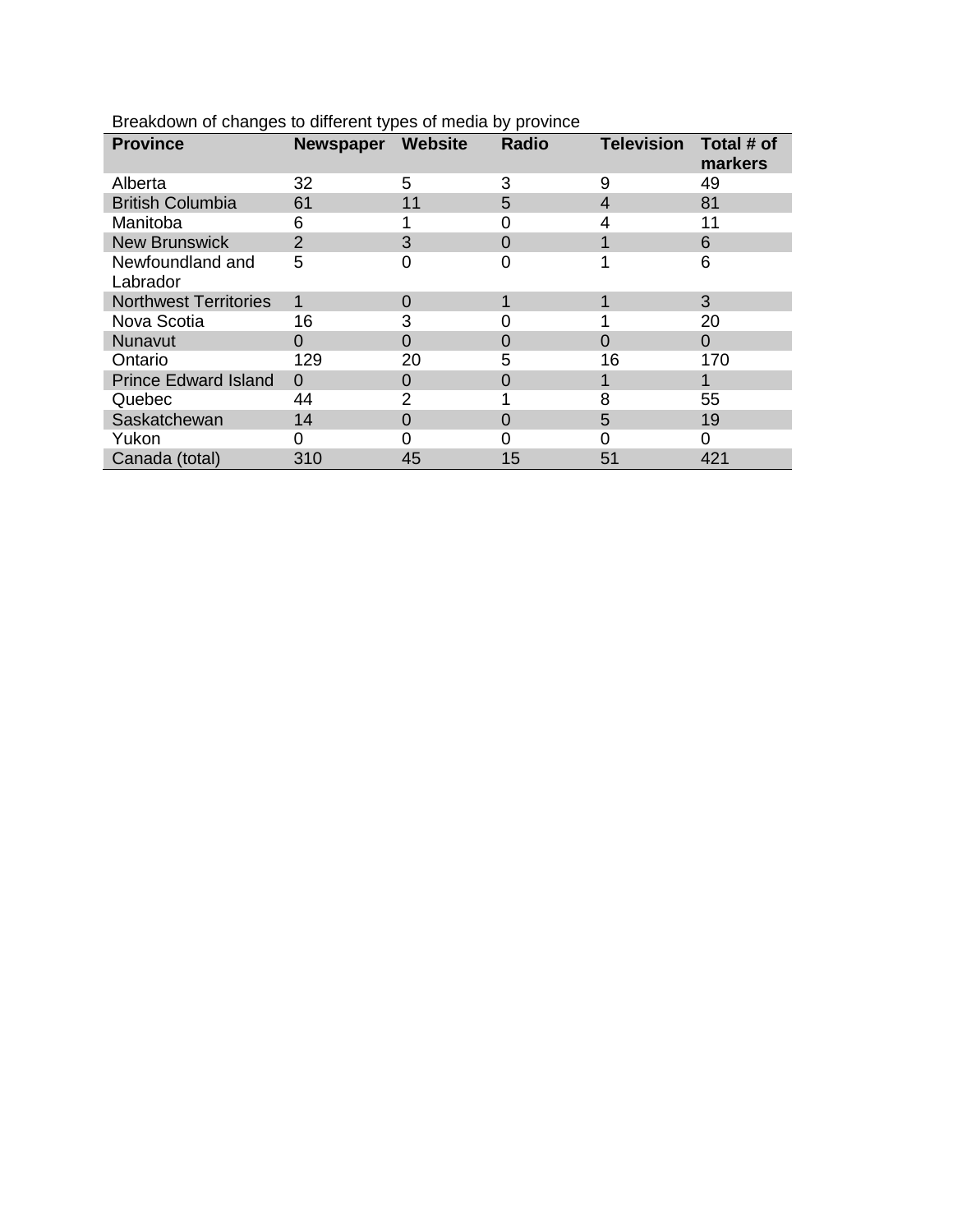Breakdown of changes to different types of media by province

| Province | Newspaper | Website | Radio | Television | Total # of markers |
| --- | --- | --- | --- | --- | --- |
| Alberta | 32 | 5 | 3 | 9 | 49 |
| British Columbia | 61 | 11 | 5 | 4 | 81 |
| Manitoba | 6 | 1 | 0 | 4 | 11 |
| New Brunswick | 2 | 3 | 0 | 1 | 6 |
| Newfoundland and Labrador | 5 | 0 | 0 | 1 | 6 |
| Northwest Territories | 1 | 0 | 1 | 1 | 3 |
| Nova Scotia | 16 | 3 | 0 | 1 | 20 |
| Nunavut | 0 | 0 | 0 | 0 | 0 |
| Ontario | 129 | 20 | 5 | 16 | 170 |
| Prince Edward Island | 0 | 0 | 0 | 1 | 1 |
| Quebec | 44 | 2 | 1 | 8 | 55 |
| Saskatchewan | 14 | 0 | 0 | 5 | 19 |
| Yukon | 0 | 0 | 0 | 0 | 0 |
| Canada (total) | 310 | 45 | 15 | 51 | 421 |